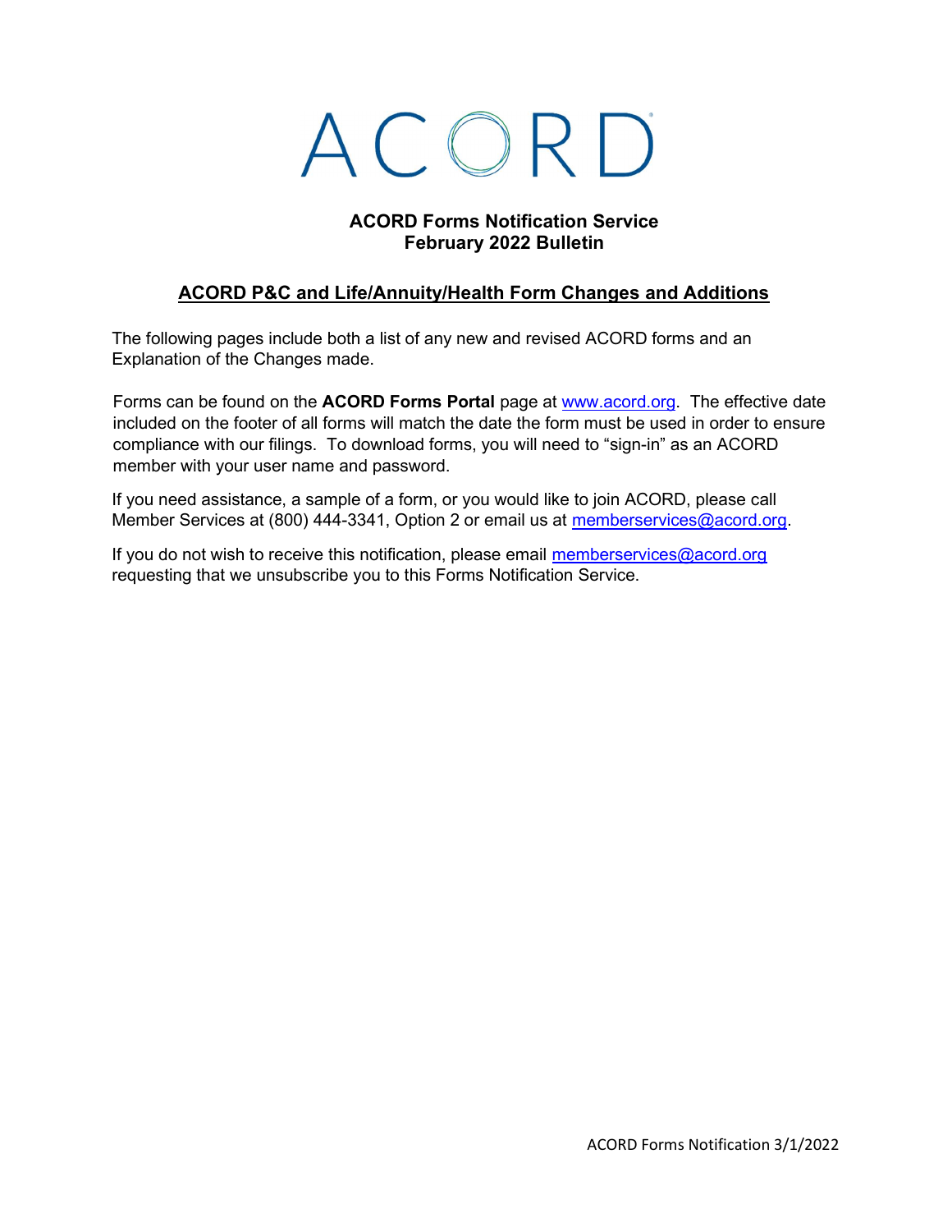# ACORD

## ACORD Forms Notification Service
## February 2022 Bulletin

## ACORD P&C and Life/Annuity/Health Form Changes and Additions

The following pages include both a list of any new and revised ACORD forms and an Explanation of the Changes made.

Forms can be found on the **ACORD Forms Portal** page at www.acord.org. The effective date included on the footer of all forms will match the date the form must be used in order to ensure compliance with our filings. To download forms, you will need to "sign-in" as an ACORD member with your user name and password.

If you need assistance, a sample of a form, or you would like to join ACORD, please call Member Services at (800) 444-3341, Option 2 or email us at memberservices@acord.org.

If you do not wish to receive this notification, please email memberservices@acord.org requesting that we unsubscribe you to this Forms Notification Service.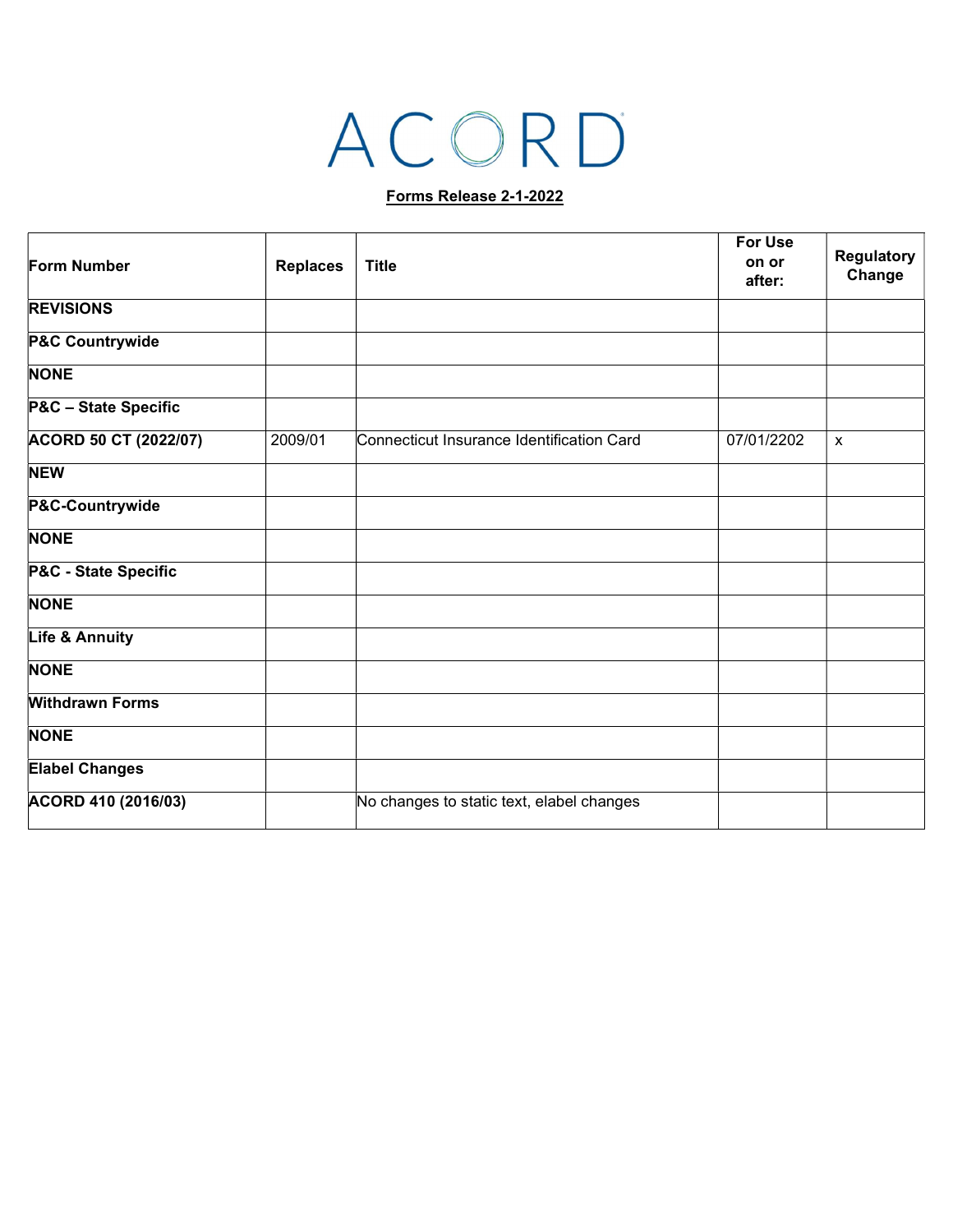ACORD

**Forms Release 2-1-2022**

| Form Number | Replaces | Title | For Use on or after: | Regulatory Change |
|---|---|---|---|---|
| **REVISIONS** | | | | |
| **P&C Countrywide** | | | | |
| **NONE** | | | | |
| **P&C – State Specific** | | | | |
| **ACORD 50 CT (2022/07)** | 2009/01 | Connecticut Insurance Identification Card | 07/01/2202 | x |
| **NEW** | | | | |
| **P&C-Countrywide** | | | | |
| **NONE** | | | | |
| **P&C - State Specific** | | | | |
| **NONE** | | | | |
| **Life & Annuity** | | | | |
| **NONE** | | | | |
| **Withdrawn Forms** | | | | |
| **NONE** | | | | |
| **Elabel Changes** | | | | |
| **ACORD 410 (2016/03)** | | No changes to static text, elabel changes | | |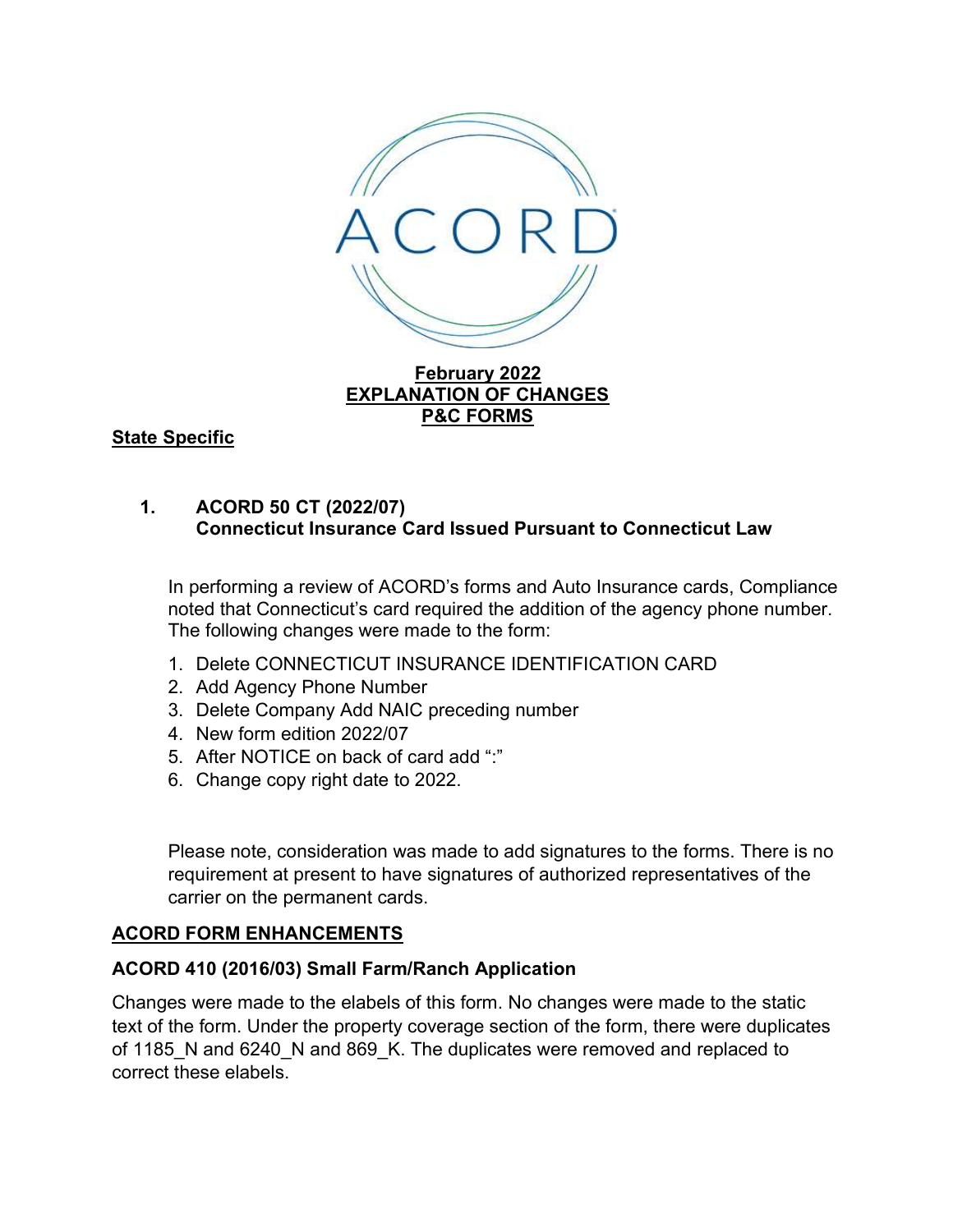**February 2022**
**EXPLANATION OF CHANGES**
**P&C FORMS**

## State Specific

### 1. ACORD 50 CT (2022/07) Connecticut Insurance Card Issued Pursuant to Connecticut Law

In performing a review of ACORD's forms and Auto Insurance cards, Compliance noted that Connecticut's card required the addition of the agency phone number. The following changes were made to the form:

1. Delete CONNECTICUT INSURANCE IDENTIFICATION CARD
2. Add Agency Phone Number
3. Delete Company Add NAIC preceding number
4. New form edition 2022/07
5. After NOTICE on back of card add ":"
6. Change copy right date to 2022.

Please note, consideration was made to add signatures to the forms. There is no requirement at present to have signatures of authorized representatives of the carrier on the permanent cards.

## ACORD FORM ENHANCEMENTS

### ACORD 410 (2016/03) Small Farm/Ranch Application

Changes were made to the elabels of this form. No changes were made to the static text of the form. Under the property coverage section of the form, there were duplicates of 1185_N and 6240_N and 869_K. The duplicates were removed and replaced to correct these elabels.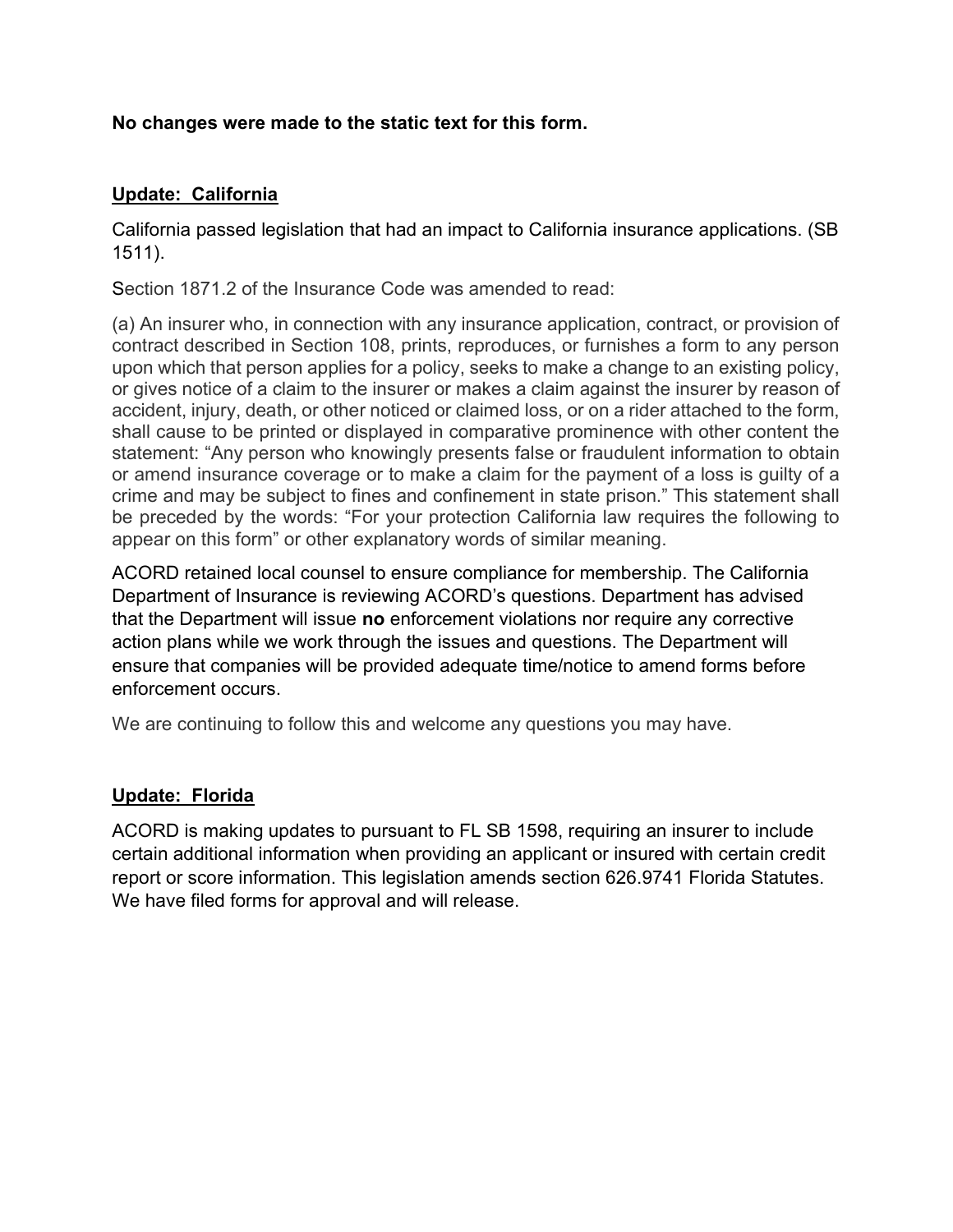**No changes were made to the static text for this form.**

## <u>Update: California</u>

California passed legislation that had an impact to California insurance applications. (SB 1511).

Section 1871.2 of the Insurance Code was amended to read:

(a) An insurer who, in connection with any insurance application, contract, or provision of contract described in Section 108, prints, reproduces, or furnishes a form to any person upon which that person applies for a policy, seeks to make a change to an existing policy, or gives notice of a claim to the insurer or makes a claim against the insurer by reason of accident, injury, death, or other noticed or claimed loss, or on a rider attached to the form, shall cause to be printed or displayed in comparative prominence with other content the statement: "Any person who knowingly presents false or fraudulent information to obtain or amend insurance coverage or to make a claim for the payment of a loss is guilty of a crime and may be subject to fines and confinement in state prison." This statement shall be preceded by the words: "For your protection California law requires the following to appear on this form" or other explanatory words of similar meaning.

ACORD retained local counsel to ensure compliance for membership. The California Department of Insurance is reviewing ACORD's questions. Department has advised that the Department will issue **no** enforcement violations nor require any corrective action plans while we work through the issues and questions. The Department will ensure that companies will be provided adequate time/notice to amend forms before enforcement occurs.

We are continuing to follow this and welcome any questions you may have.

## <u>Update: Florida</u>

ACORD is making updates to pursuant to FL SB 1598, requiring an insurer to include certain additional information when providing an applicant or insured with certain credit report or score information. This legislation amends section 626.9741 Florida Statutes. We have filed forms for approval and will release.